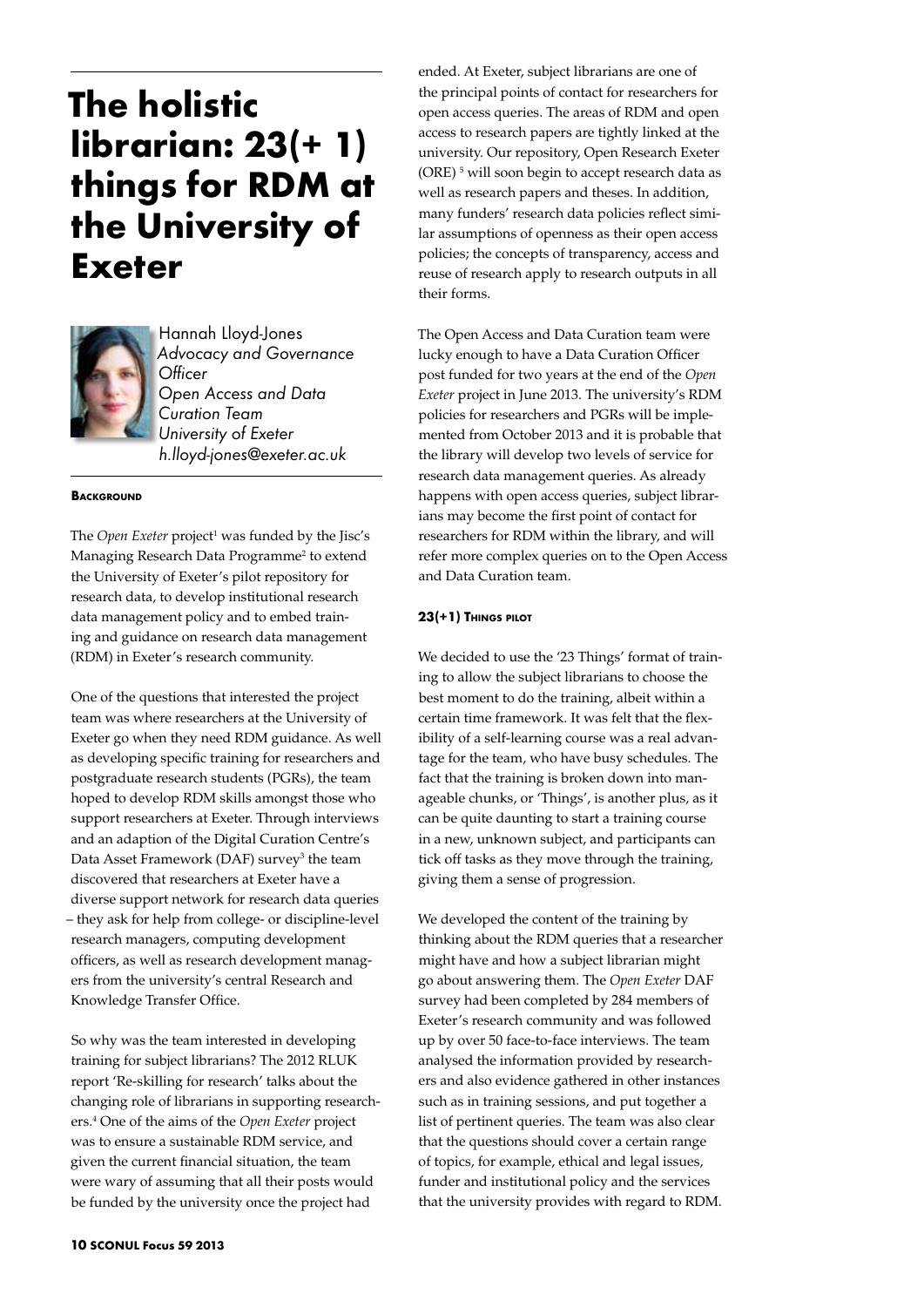# The holistic librarian: 23(+ 1) things for RDM at the University of Exeter

Hannah Lloyd-Jones
*Advocacy and Governance Officer*
*Open Access and Data Curation Team*
*University of Exeter*
*h.lloyd-jones@exeter.ac.uk*

## Background

The *Open Exeter* project[1] was funded by the Jisc's Managing Research Data Programme[2] to extend the University of Exeter's pilot repository for research data, to develop institutional research data management policy and to embed training and guidance on research data management (RDM) in Exeter's research community.

One of the questions that interested the project team was where researchers at the University of Exeter go when they need RDM guidance. As well as developing specific training for researchers and postgraduate research students (PGRs), the team hoped to develop RDM skills amongst those who support researchers at Exeter. Through interviews and an adaption of the Digital Curation Centre's Data Asset Framework (DAF) survey[3] the team discovered that researchers at Exeter have a diverse support network for research data queries – they ask for help from college- or discipline-level research managers, computing development officers, as well as research development managers from the university's central Research and Knowledge Transfer Office.

So why was the team interested in developing training for subject librarians? The 2012 RLUK report 'Re-skilling for research' talks about the changing role of librarians in supporting researchers.[4] One of the aims of the *Open Exeter* project was to ensure a sustainable RDM service, and given the current financial situation, the team were wary of assuming that all their posts would be funded by the university once the project had ended. At Exeter, subject librarians are one of the principal points of contact for researchers for open access queries. The areas of RDM and open access to research papers are tightly linked at the university. Our repository, Open Research Exeter (ORE)[5] will soon begin to accept research data as well as research papers and theses. In addition, many funders' research data policies reflect similar assumptions of openness as their open access policies; the concepts of transparency, access and reuse of research apply to research outputs in all their forms.

The Open Access and Data Curation team were lucky enough to have a Data Curation Officer post funded for two years at the end of the *Open Exeter* project in June 2013. The university's RDM policies for researchers and PGRs will be implemented from October 2013 and it is probable that the library will develop two levels of service for research data management queries. As already happens with open access queries, subject librarians may become the first point of contact for researchers for RDM within the library, and will refer more complex queries on to the Open Access and Data Curation team.

## 23(+1) Things pilot

We decided to use the '23 Things' format of training to allow the subject librarians to choose the best moment to do the training, albeit within a certain time framework. It was felt that the flexibility of a self-learning course was a real advantage for the team, who have busy schedules. The fact that the training is broken down into manageable chunks, or 'Things', is another plus, as it can be quite daunting to start a training course in a new, unknown subject, and participants can tick off tasks as they move through the training, giving them a sense of progression.

We developed the content of the training by thinking about the RDM queries that a researcher might have and how a subject librarian might go about answering them. The *Open Exeter* DAF survey had been completed by 284 members of Exeter's research community and was followed up by over 50 face-to-face interviews. The team analysed the information provided by researchers and also evidence gathered in other instances such as in training sessions, and put together a list of pertinent queries. The team was also clear that the questions should cover a certain range of topics, for example, ethical and legal issues, funder and institutional policy and the services that the university provides with regard to RDM.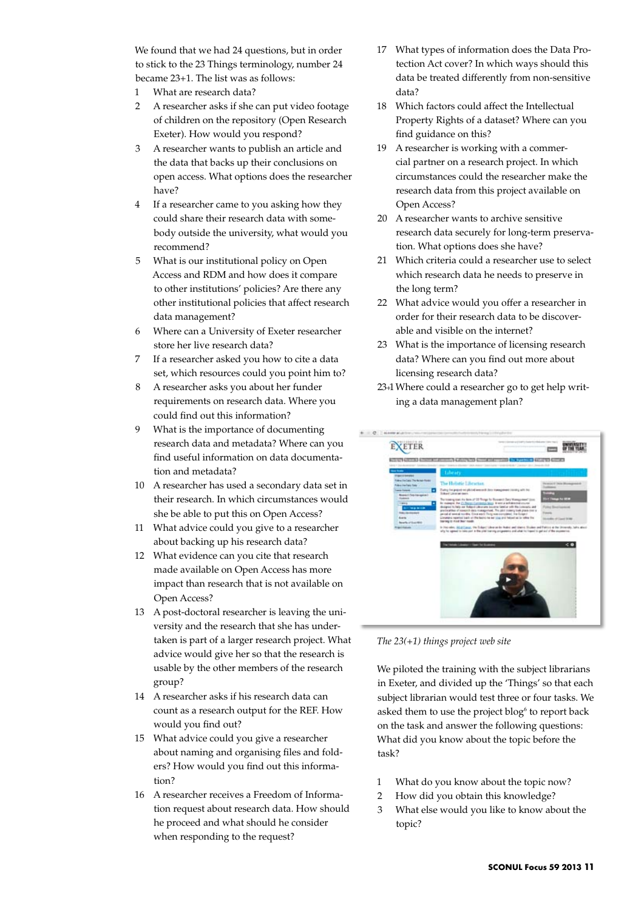We found that we had 24 questions, but in order to stick to the 23 Things terminology, number 24 became 23+1. The list was as follows:

1. What are research data?
2. A researcher asks if she can put video footage of children on the repository (Open Research Exeter). How would you respond?
3. A researcher wants to publish an article and the data that backs up their conclusions on open access. What options does the researcher have?
4. If a researcher came to you asking how they could share their research data with somebody outside the university, what would you recommend?
5. What is our institutional policy on Open Access and RDM and how does it compare to other institutions' policies? Are there any other institutional policies that affect research data management?
6. Where can a University of Exeter researcher store her live research data?
7. If a researcher asked you how to cite a data set, which resources could you point him to?
8. A researcher asks you about her funder requirements on research data. Where you could find out this information?
9. What is the importance of documenting research data and metadata? Where can you find useful information on data documentation and metadata?
10. A researcher has used a secondary data set in their research. In which circumstances would she be able to put this on Open Access?
11. What advice could you give to a researcher about backing up his research data?
12. What evidence can you cite that research made available on Open Access has more impact than research that is not available on Open Access?
13. A post-doctoral researcher is leaving the university and the research that she has undertaken is part of a larger research project. What advice would give her so that the research is usable by the other members of the research group?
14. A researcher asks if his research data can count as a research output for the REF. How would you find out?
15. What advice could you give a researcher about naming and organising files and folders? How would you find out this information?
16. A researcher receives a Freedom of Information request about research data. How should he proceed and what should he consider when responding to the request?
17. What types of information does the Data Protection Act cover? In which ways should this data be treated differently from non-sensitive data?
18. Which factors could affect the Intellectual Property Rights of a dataset? Where can you find guidance on this?
19. A researcher is working with a commercial partner on a research project. In which circumstances could the researcher make the research data from this project available on Open Access?
20. A researcher wants to archive sensitive research data securely for long-term preservation. What options does she have?
21. Which criteria could a researcher use to select which research data he needs to preserve in the long term?
22. What advice would you offer a researcher in order for their research data to be discoverable and visible on the internet?
23. What is the importance of licensing research data? Where can you find out more about licensing research data?

23+1 Where could a researcher go to get help writing a data management plan?

*The 23(+1) things project web site*

We piloted the training with the subject librarians in Exeter, and divided up the 'Things' so that each subject librarian would test three or four tasks. We asked them to use the project blog[6] to report back on the task and answer the following questions: What did you know about the topic before the task?

1. What do you know about the topic now?
2. How did you obtain this knowledge?
3. What else would you like to know about the topic?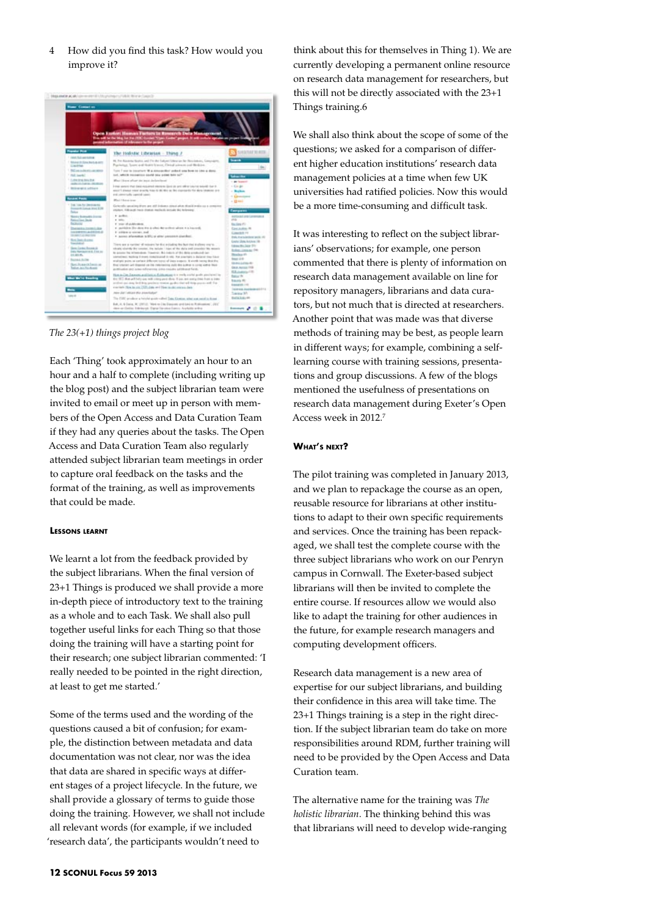4 How did you find this task? How would you improve it?

*The 23(+1) things project blog*

Each 'Thing' took approximately an hour to an hour and a half to complete (including writing up the blog post) and the subject librarian team were invited to email or meet up in person with members of the Open Access and Data Curation Team if they had any queries about the tasks. The Open Access and Data Curation Team also regularly attended subject librarian team meetings in order to capture oral feedback on the tasks and the format of the training, as well as improvements that could be made.

#### Lessons learnt

We learnt a lot from the feedback provided by the subject librarians. When the final version of 23+1 Things is produced we shall provide a more in-depth piece of introductory text to the training as a whole and to each Task. We shall also pull together useful links for each Thing so that those doing the training will have a starting point for their research; one subject librarian commented: 'I really needed to be pointed in the right direction, at least to get me started.'

Some of the terms used and the wording of the questions caused a bit of confusion; for example, the distinction between metadata and data documentation was not clear, nor was the idea that data are shared in specific ways at different stages of a project lifecycle. In the future, we shall provide a glossary of terms to guide those doing the training. However, we shall not include all relevant words (for example, if we included 'research data', the participants wouldn't need to think about this for themselves in Thing 1). We are currently developing a permanent online resource on research data management for researchers, but this will not be directly associated with the 23+1 Things training.[6]

We shall also think about the scope of some of the questions; we asked for a comparison of different higher education institutions' research data management policies at a time when few UK universities had ratified policies. Now this would be a more time-consuming and difficult task.

It was interesting to reflect on the subject librarians' observations; for example, one person commented that there is plenty of information on research data management available on line for repository managers, librarians and data curators, but not much that is directed at researchers. Another point that was made was that diverse methods of training may be best, as people learn in different ways; for example, combining a self-learning course with training sessions, presentations and group discussions. A few of the blogs mentioned the usefulness of presentations on research data management during Exeter's Open Access week in 2012.[7]

#### What's next?

The pilot training was completed in January 2013, and we plan to repackage the course as an open, reusable resource for librarians at other institutions to adapt to their own specific requirements and services. Once the training has been repackaged, we shall test the complete course with the three subject librarians who work on our Penryn campus in Cornwall. The Exeter-based subject librarians will then be invited to complete the entire course. If resources allow we would also like to adapt the training for other audiences in the future, for example research managers and computing development officers.

Research data management is a new area of expertise for our subject librarians, and building their confidence in this area will take time. The 23+1 Things training is a step in the right direction. If the subject librarian team do take on more responsibilities around RDM, further training will need to be provided by the Open Access and Data Curation team.

The alternative name for the training was *The holistic librarian*. The thinking behind this was that librarians will need to develop wide-ranging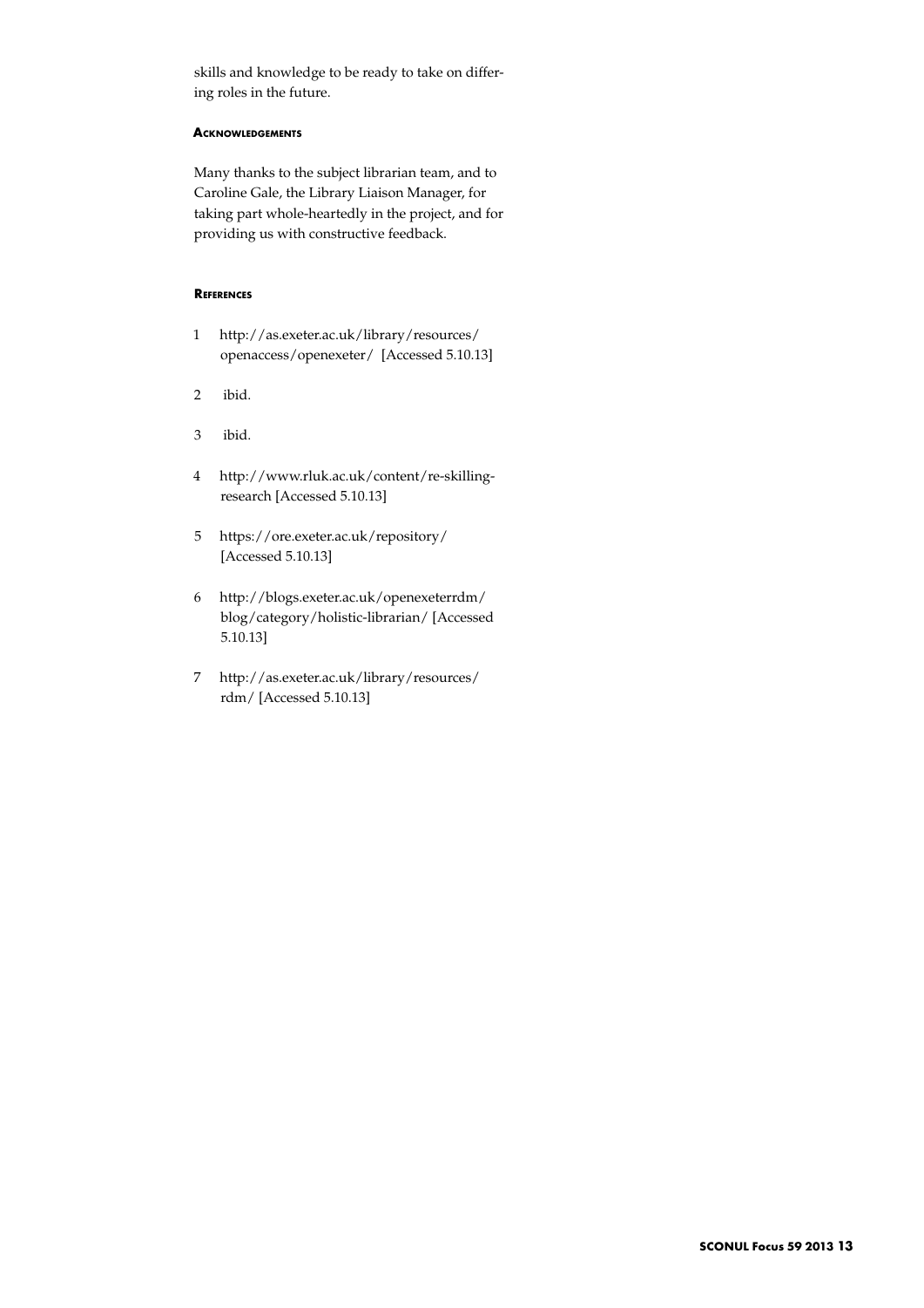skills and knowledge to be ready to take on differing roles in the future.

#### Acknowledgements

Many thanks to the subject librarian team, and to Caroline Gale, the Library Liaison Manager, for taking part whole-heartedly in the project, and for providing us with constructive feedback.

#### References

1 http://as.exeter.ac.uk/library/resources/openaccess/openexeter/ [Accessed 5.10.13]

2 ibid.

3 ibid.

4 http://www.rluk.ac.uk/content/re-skilling-research [Accessed 5.10.13]

5 https://ore.exeter.ac.uk/repository/ [Accessed 5.10.13]

6 http://blogs.exeter.ac.uk/openexeterrdm/blog/category/holistic-librarian/ [Accessed 5.10.13]

7 http://as.exeter.ac.uk/library/resources/rdm/ [Accessed 5.10.13]